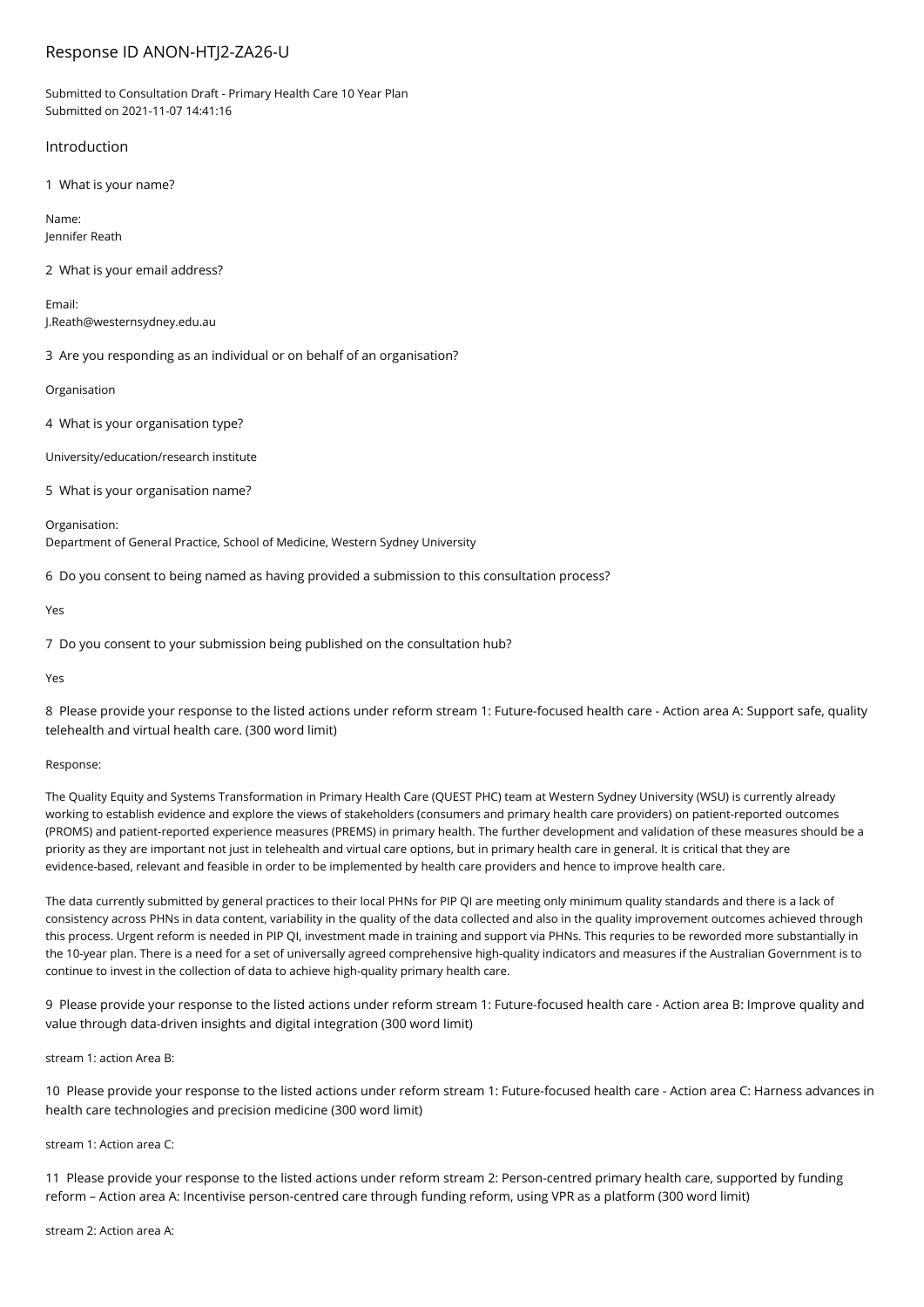# Response ID ANON-HTJ2-ZA26-U

Submitted to Consultation Draft - Primary Health Care 10 Year Plan
Submitted on 2021-11-07 14:41:16

## Introduction

1 What is your name?

Name:
Jennifer Reath

2 What is your email address?

Email:
J.Reath@westernsydney.edu.au

3 Are you responding as an individual or on behalf of an organisation?

Organisation

4 What is your organisation type?

University/education/research institute

5 What is your organisation name?

Organisation:
Department of General Practice, School of Medicine, Western Sydney University

6 Do you consent to being named as having provided a submission to this consultation process?

Yes

7 Do you consent to your submission being published on the consultation hub?

Yes

8 Please provide your response to the listed actions under reform stream 1: Future-focused health care - Action area A: Support safe, quality telehealth and virtual health care. (300 word limit)

Response:

The Quality Equity and Systems Transformation in Primary Health Care (QUEST PHC) team at Western Sydney University (WSU) is currently already working to establish evidence and explore the views of stakeholders (consumers and primary health care providers) on patient-reported outcomes (PROMS) and patient-reported experience measures (PREMS) in primary health. The further development and validation of these measures should be a priority as they are important not just in telehealth and virtual care options, but in primary health care in general. It is critical that they are evidence-based, relevant and feasible in order to be implemented by health care providers and hence to improve health care.

The data currently submitted by general practices to their local PHNs for PIP QI are meeting only minimum quality standards and there is a lack of consistency across PHNs in data content, variability in the quality of the data collected and also in the quality improvement outcomes achieved through this process. Urgent reform is needed in PIP QI, investment made in training and support via PHNs. This requries to be reworded more substantially in the 10-year plan. There is a need for a set of universally agreed comprehensive high-quality indicators and measures if the Australian Government is to continue to invest in the collection of data to achieve high-quality primary health care.

9 Please provide your response to the listed actions under reform stream 1: Future-focused health care - Action area B: Improve quality and value through data-driven insights and digital integration (300 word limit)

stream 1: action Area B:

10 Please provide your response to the listed actions under reform stream 1: Future-focused health care - Action area C: Harness advances in health care technologies and precision medicine (300 word limit)

stream 1: Action area C:

11 Please provide your response to the listed actions under reform stream 2: Person-centred primary health care, supported by funding reform – Action area A: Incentivise person-centred care through funding reform, using VPR as a platform (300 word limit)

stream 2: Action area A: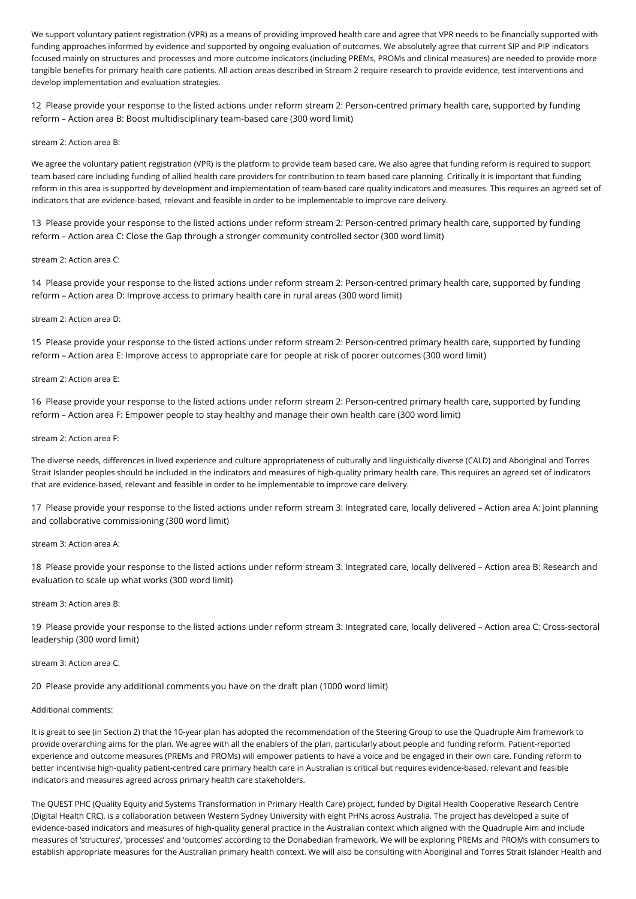We support voluntary patient registration (VPR) as a means of providing improved health care and agree that VPR needs to be financially supported with funding approaches informed by evidence and supported by ongoing evaluation of outcomes. We absolutely agree that current SIP and PIP indicators focused mainly on structures and processes and more outcome indicators (including PREMs, PROMs and clinical measures) are needed to provide more tangible benefits for primary health care patients. All action areas described in Stream 2 require research to provide evidence, test interventions and develop implementation and evaluation strategies.

12 Please provide your response to the listed actions under reform stream 2: Person-centred primary health care, supported by funding reform – Action area B: Boost multidisciplinary team-based care (300 word limit)

stream 2: Action area B:

We agree the voluntary patient registration (VPR) is the platform to provide team based care. We also agree that funding reform is required to support team based care including funding of allied health care providers for contribution to team based care planning. Critically it is important that funding reform in this area is supported by development and implementation of team-based care quality indicators and measures. This requires an agreed set of indicators that are evidence-based, relevant and feasible in order to be implementable to improve care delivery.

13 Please provide your response to the listed actions under reform stream 2: Person-centred primary health care, supported by funding reform – Action area C: Close the Gap through a stronger community controlled sector (300 word limit)

stream 2: Action area C:

14 Please provide your response to the listed actions under reform stream 2: Person-centred primary health care, supported by funding reform – Action area D: Improve access to primary health care in rural areas (300 word limit)

stream 2: Action area D:

15 Please provide your response to the listed actions under reform stream 2: Person-centred primary health care, supported by funding reform – Action area E: Improve access to appropriate care for people at risk of poorer outcomes (300 word limit)

stream 2: Action area E:

16 Please provide your response to the listed actions under reform stream 2: Person-centred primary health care, supported by funding reform – Action area F: Empower people to stay healthy and manage their own health care (300 word limit)

stream 2: Action area F:

The diverse needs, differences in lived experience and culture appropriateness of culturally and linguistically diverse (CALD) and Aboriginal and Torres Strait Islander peoples should be included in the indicators and measures of high-quality primary health care. This requires an agreed set of indicators that are evidence-based, relevant and feasible in order to be implementable to improve care delivery.

17 Please provide your response to the listed actions under reform stream 3: Integrated care, locally delivered – Action area A: Joint planning and collaborative commissioning (300 word limit)

stream 3: Action area A:

18 Please provide your response to the listed actions under reform stream 3: Integrated care, locally delivered – Action area B: Research and evaluation to scale up what works (300 word limit)

stream 3: Action area B:

19 Please provide your response to the listed actions under reform stream 3: Integrated care, locally delivered – Action area C: Cross-sectoral leadership (300 word limit)

stream 3: Action area C:

20 Please provide any additional comments you have on the draft plan (1000 word limit)

Additional comments:

It is great to see (in Section 2) that the 10-year plan has adopted the recommendation of the Steering Group to use the Quadruple Aim framework to provide overarching aims for the plan. We agree with all the enablers of the plan, particularly about people and funding reform. Patient-reported experience and outcome measures (PREMs and PROMs) will empower patients to have a voice and be engaged in their own care. Funding reform to better incentivise high-quality patient-centred care primary health care in Australian is critical but requires evidence-based, relevant and feasible indicators and measures agreed across primary health care stakeholders.

The QUEST PHC (Quality Equity and Systems Transformation in Primary Health Care) project, funded by Digital Health Cooperative Research Centre (Digital Health CRC), is a collaboration between Western Sydney University with eight PHNs across Australia. The project has developed a suite of evidence-based indicators and measures of high-quality general practice in the Australian context which aligned with the Quadruple Aim and include measures of 'structures', 'processes' and 'outcomes' according to the Donabedian framework. We will be exploring PREMs and PROMs with consumers to establish appropriate measures for the Australian primary health context. We will also be consulting with Aboriginal and Torres Strait Islander Health and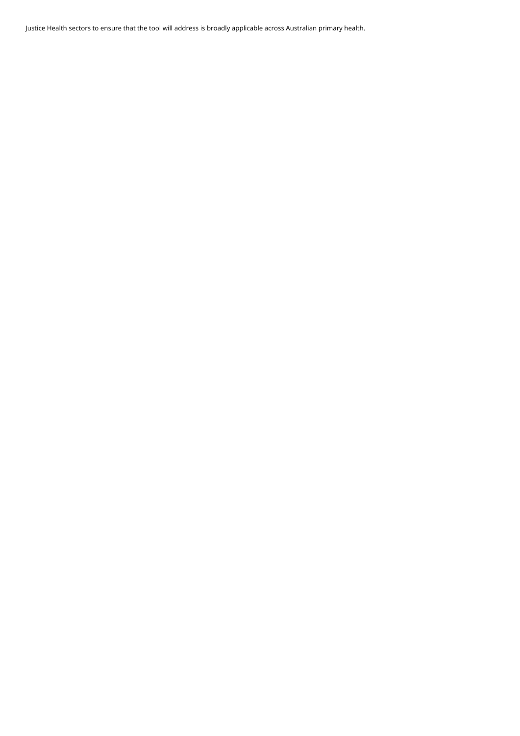Justice Health sectors to ensure that the tool will address is broadly applicable across Australian primary health.